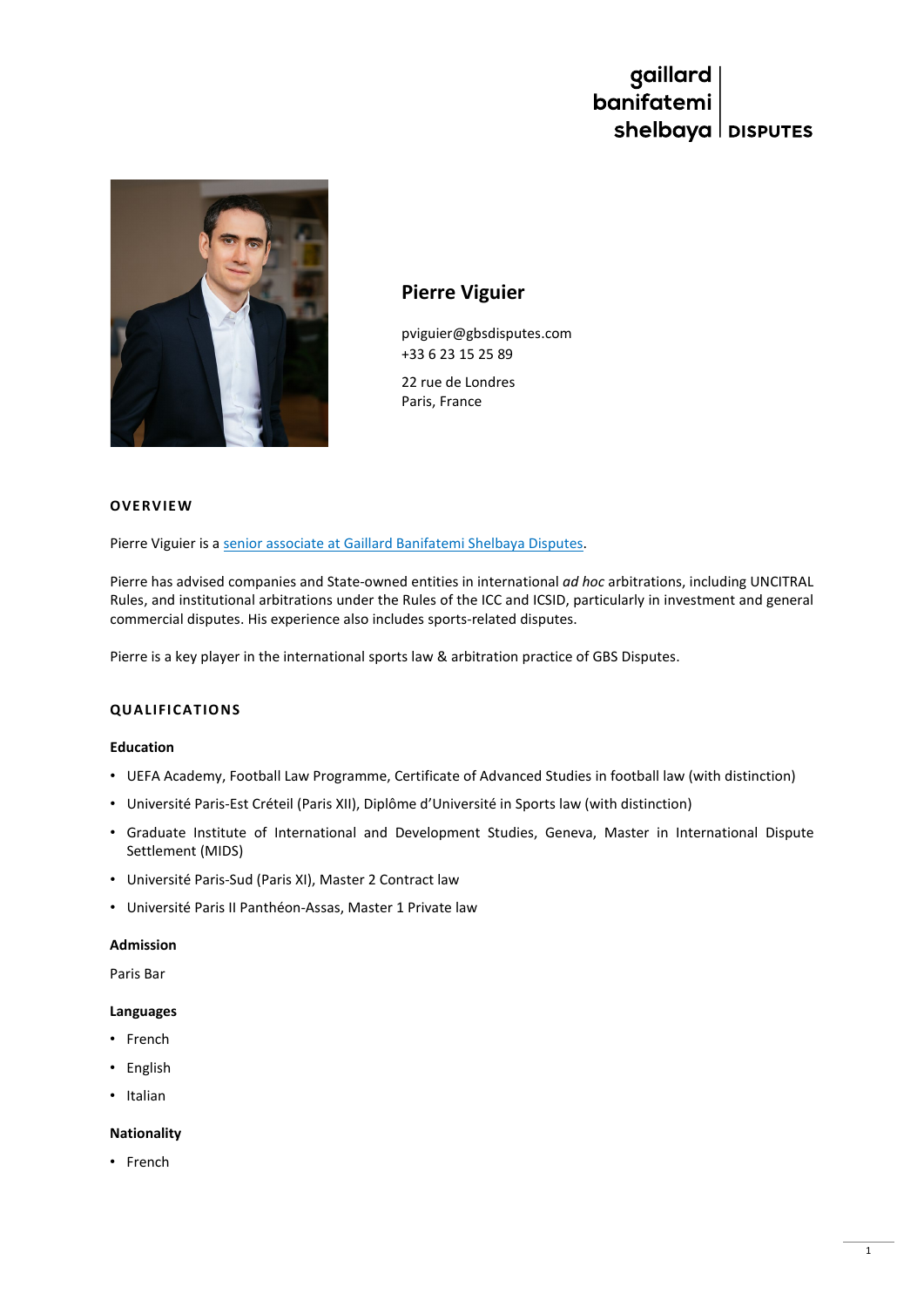gaillard banifatemi shelbaya | DISPUTES

## Pierre Viguier

pviguier@gbsdisputes.com
+33 6 23 15 25 89

22 rue de Londres
Paris, France

### OVERVIEW

Pierre Viguier is a senior associate at Gaillard Banifatemi Shelbaya Disputes.

Pierre has advised companies and State-owned entities in international *ad hoc* arbitrations, including UNCITRAL Rules, and institutional arbitrations under the Rules of the ICC and ICSID, particularly in investment and general commercial disputes. His experience also includes sports-related disputes.

Pierre is a key player in the international sports law & arbitration practice of GBS Disputes.

### QUALIFICATIONS

**Education**

- UEFA Academy, Football Law Programme, Certificate of Advanced Studies in football law (with distinction)
- Université Paris-Est Créteil (Paris XII), Diplôme d'Université in Sports law (with distinction)
- Graduate Institute of International and Development Studies, Geneva, Master in International Dispute Settlement (MIDS)
- Université Paris-Sud (Paris XI), Master 2 Contract law
- Université Paris II Panthéon-Assas, Master 1 Private law

**Admission**

Paris Bar

**Languages**

- French
- English
- Italian

**Nationality**

- French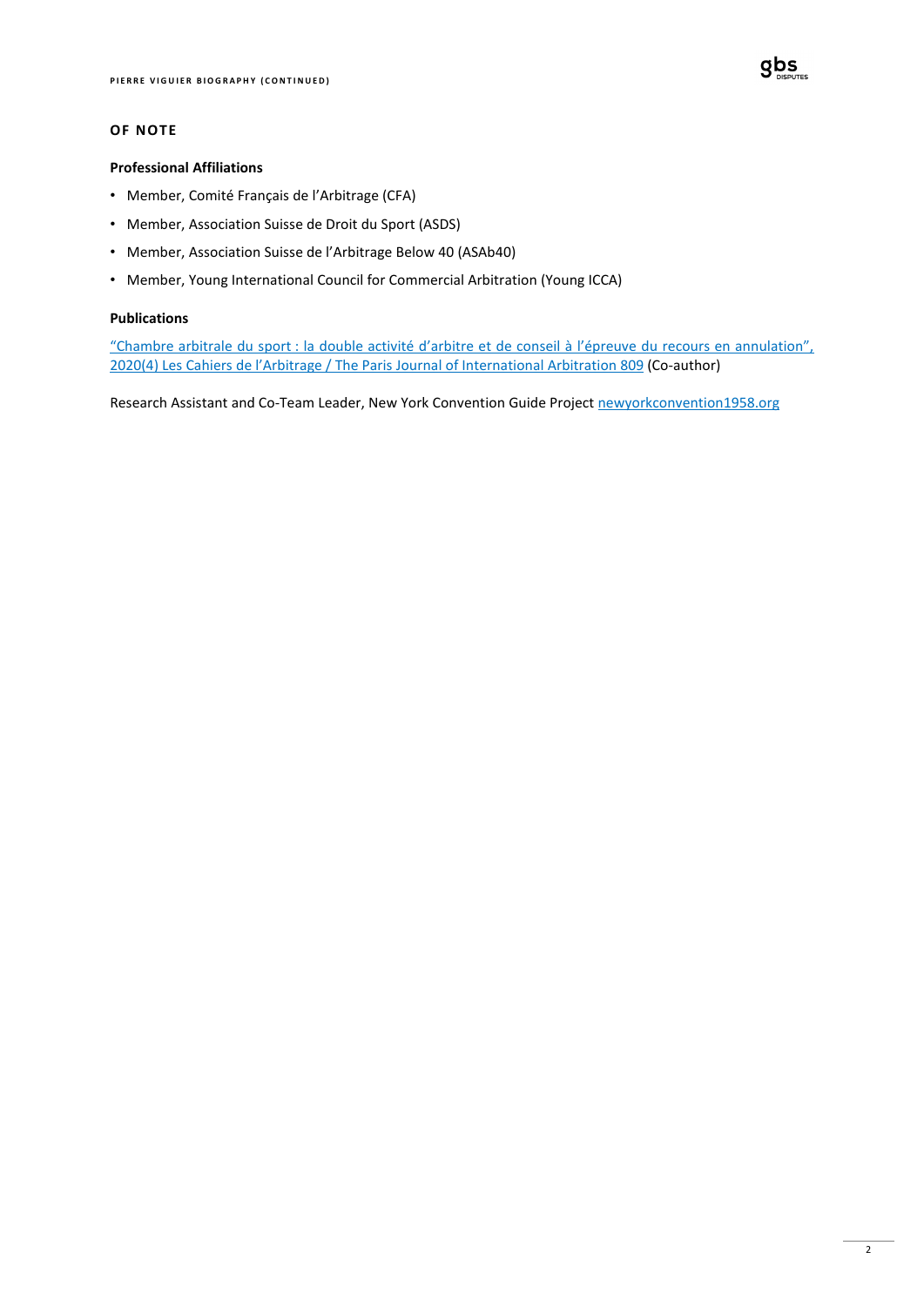## OF NOTE

### Professional Affiliations

- Member, Comité Français de l'Arbitrage (CFA)
- Member, Association Suisse de Droit du Sport (ASDS)
- Member, Association Suisse de l'Arbitrage Below 40 (ASAb40)
- Member, Young International Council for Commercial Arbitration (Young ICCA)

### Publications

"Chambre arbitrale du sport : la double activité d'arbitre et de conseil à l'épreuve du recours en annulation", 2020(4) Les Cahiers de l'Arbitrage / The Paris Journal of International Arbitration 809 (Co-author)

Research Assistant and Co-Team Leader, New York Convention Guide Project newyorkconvention1958.org